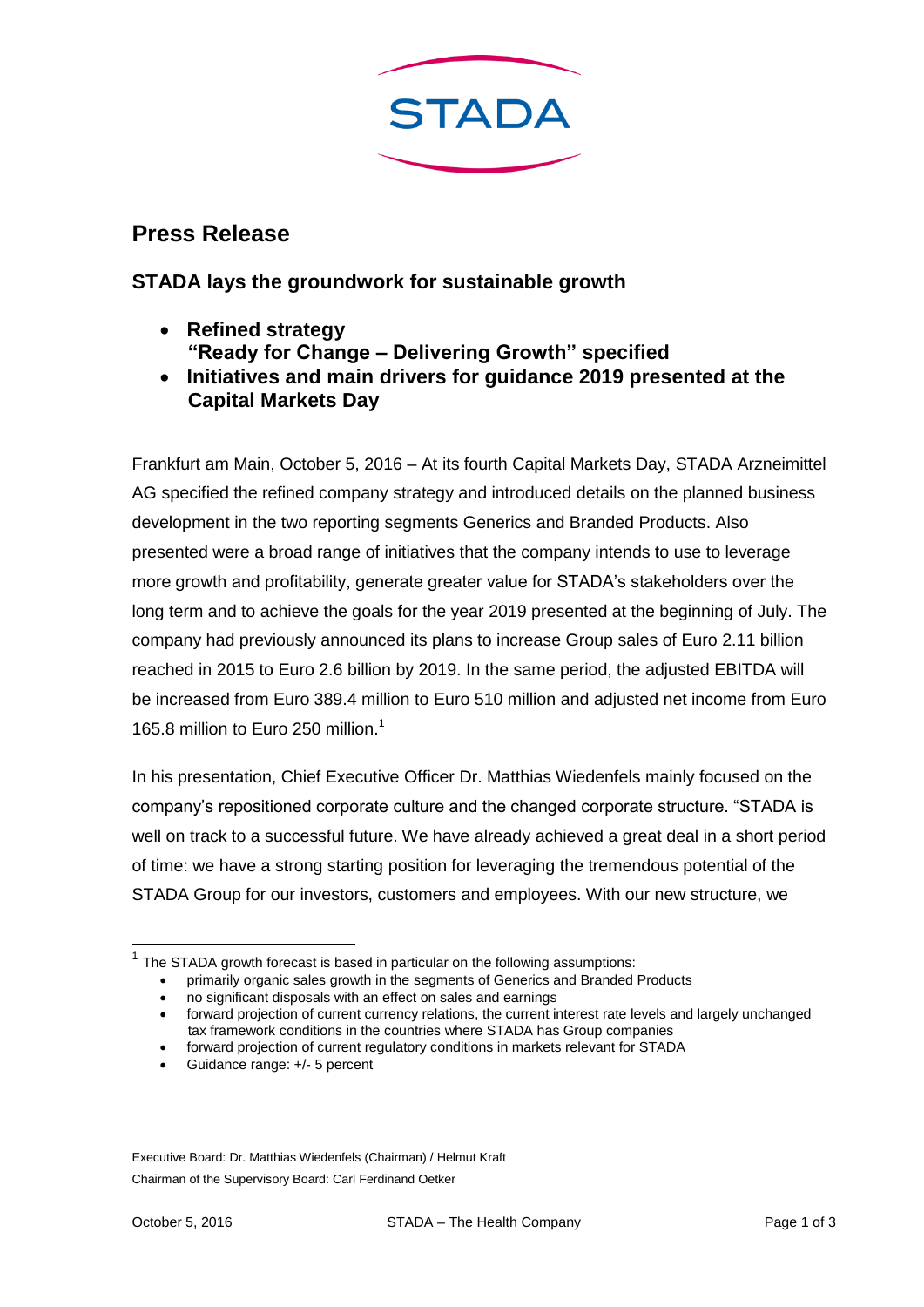# Press Release

## STADA lays the groundwork for sustainable growth

- **Refined strategy "Ready for Change – Delivering Growth" specified**
- **Initiatives and main drivers for guidance 2019 presented at the Capital Markets Day**

Frankfurt am Main, October 5, 2016 – At its fourth Capital Markets Day, STADA Arzneimittel AG specified the refined company strategy and introduced details on the planned business development in the two reporting segments Generics and Branded Products. Also presented were a broad range of initiatives that the company intends to use to leverage more growth and profitability, generate greater value for STADA's stakeholders over the long term and to achieve the goals for the year 2019 presented at the beginning of July. The company had previously announced its plans to increase Group sales of Euro 2.11 billion reached in 2015 to Euro 2.6 billion by 2019. In the same period, the adjusted EBITDA will be increased from Euro 389.4 million to Euro 510 million and adjusted net income from Euro 165.8 million to Euro 250 million.[1]

In his presentation, Chief Executive Officer Dr. Matthias Wiedenfels mainly focused on the company's repositioned corporate culture and the changed corporate structure. "STADA is well on track to a successful future. We have already achieved a great deal in a short period of time: we have a strong starting position for leveraging the tremendous potential of the STADA Group for our investors, customers and employees. With our new structure, we

---

[1] The STADA growth forecast is based in particular on the following assumptions:

- primarily organic sales growth in the segments of Generics and Branded Products
- no significant disposals with an effect on sales and earnings
- forward projection of current currency relations, the current interest rate levels and largely unchanged tax framework conditions in the countries where STADA has Group companies
- forward projection of current regulatory conditions in markets relevant for STADA
- Guidance range: +/- 5 percent

Executive Board: Dr. Matthias Wiedenfels (Chairman) / Helmut Kraft
Chairman of the Supervisory Board: Carl Ferdinand Oetker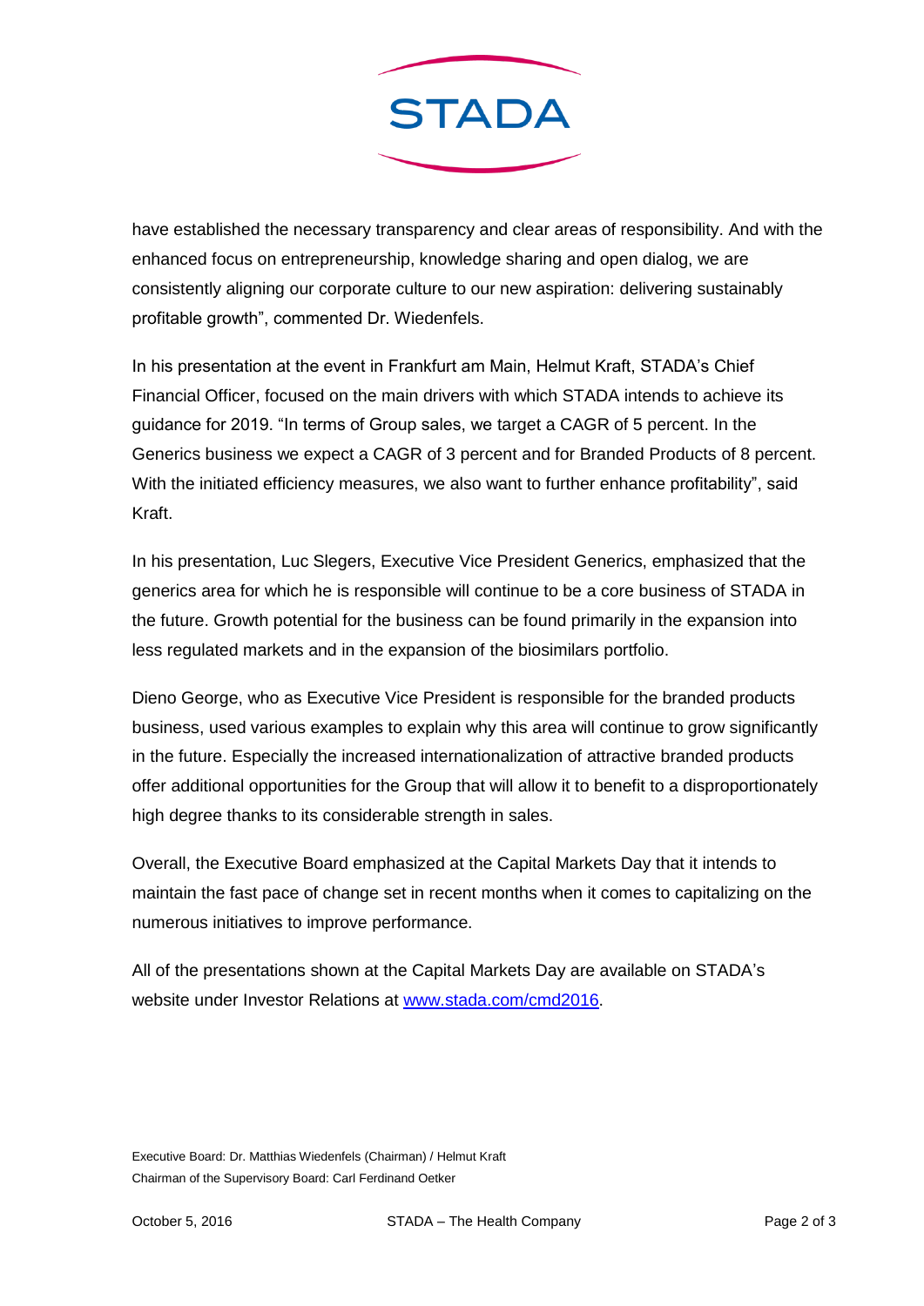have established the necessary transparency and clear areas of responsibility. And with the enhanced focus on entrepreneurship, knowledge sharing and open dialog, we are consistently aligning our corporate culture to our new aspiration: delivering sustainably profitable growth", commented Dr. Wiedenfels.

In his presentation at the event in Frankfurt am Main, Helmut Kraft, STADA's Chief Financial Officer, focused on the main drivers with which STADA intends to achieve its guidance for 2019. "In terms of Group sales, we target a CAGR of 5 percent. In the Generics business we expect a CAGR of 3 percent and for Branded Products of 8 percent. With the initiated efficiency measures, we also want to further enhance profitability", said Kraft.

In his presentation, Luc Slegers, Executive Vice President Generics, emphasized that the generics area for which he is responsible will continue to be a core business of STADA in the future. Growth potential for the business can be found primarily in the expansion into less regulated markets and in the expansion of the biosimilars portfolio.

Dieno George, who as Executive Vice President is responsible for the branded products business, used various examples to explain why this area will continue to grow significantly in the future. Especially the increased internationalization of attractive branded products offer additional opportunities for the Group that will allow it to benefit to a disproportionately high degree thanks to its considerable strength in sales.

Overall, the Executive Board emphasized at the Capital Markets Day that it intends to maintain the fast pace of change set in recent months when it comes to capitalizing on the numerous initiatives to improve performance.

All of the presentations shown at the Capital Markets Day are available on STADA's website under Investor Relations at [www.stada.com/cmd2016](http://www.stada.com/cmd2016).

Executive Board: Dr. Matthias Wiedenfels (Chairman) / Helmut Kraft
Chairman of the Supervisory Board: Carl Ferdinand Oetker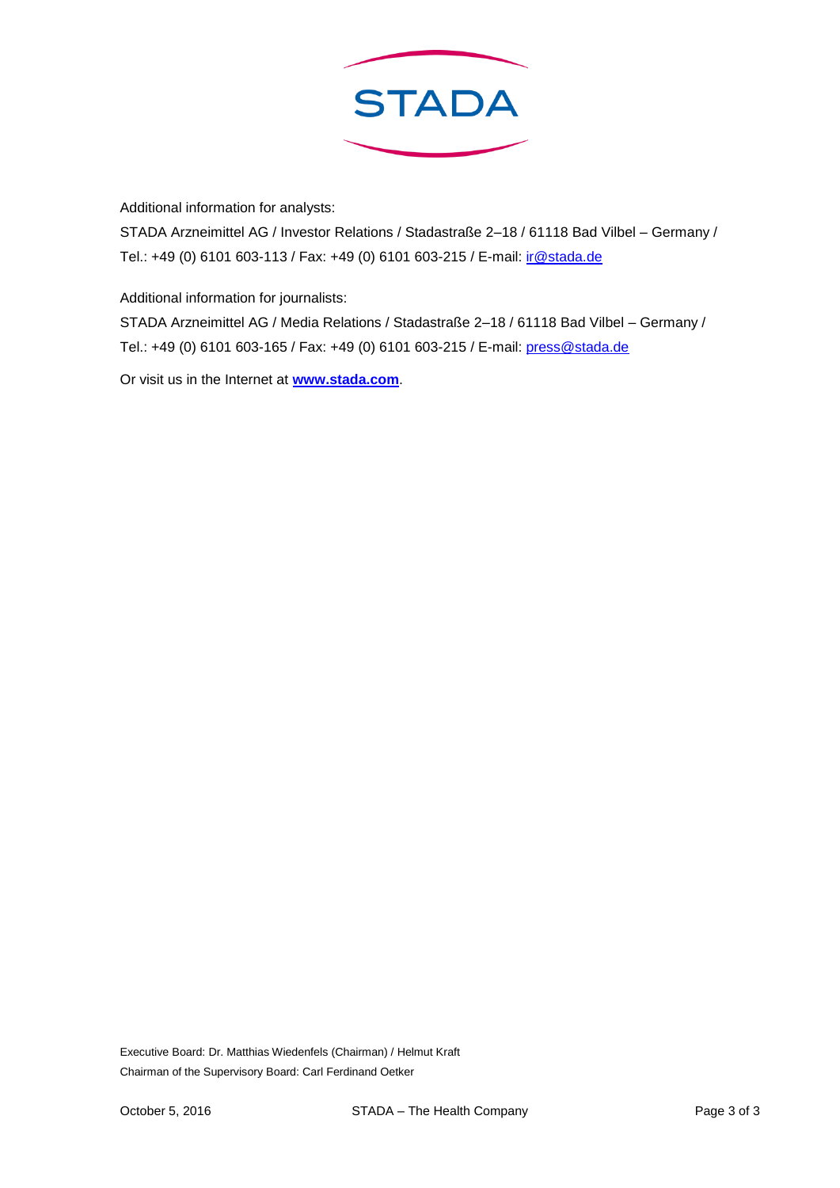Additional information for analysts:

STADA Arzneimittel AG / Investor Relations / Stadastraße 2–18 / 61118 Bad Vilbel – Germany / Tel.: +49 (0) 6101 603-113 / Fax: +49 (0) 6101 603-215 / E-mail: ir@stada.de

Additional information for journalists:

STADA Arzneimittel AG / Media Relations / Stadastraße 2–18 / 61118 Bad Vilbel – Germany / Tel.: +49 (0) 6101 603-165 / Fax: +49 (0) 6101 603-215 / E-mail: press@stada.de

Or visit us in the Internet at **www.stada.com**.

Executive Board: Dr. Matthias Wiedenfels (Chairman) / Helmut Kraft

Chairman of the Supervisory Board: Carl Ferdinand Oetker